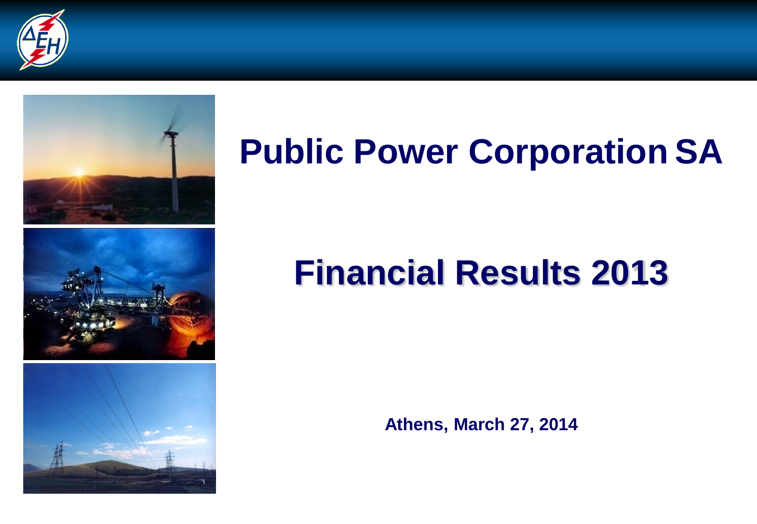# Public Power Corporation SA

## Financial Results 2013

**Athens, March 27, 2014**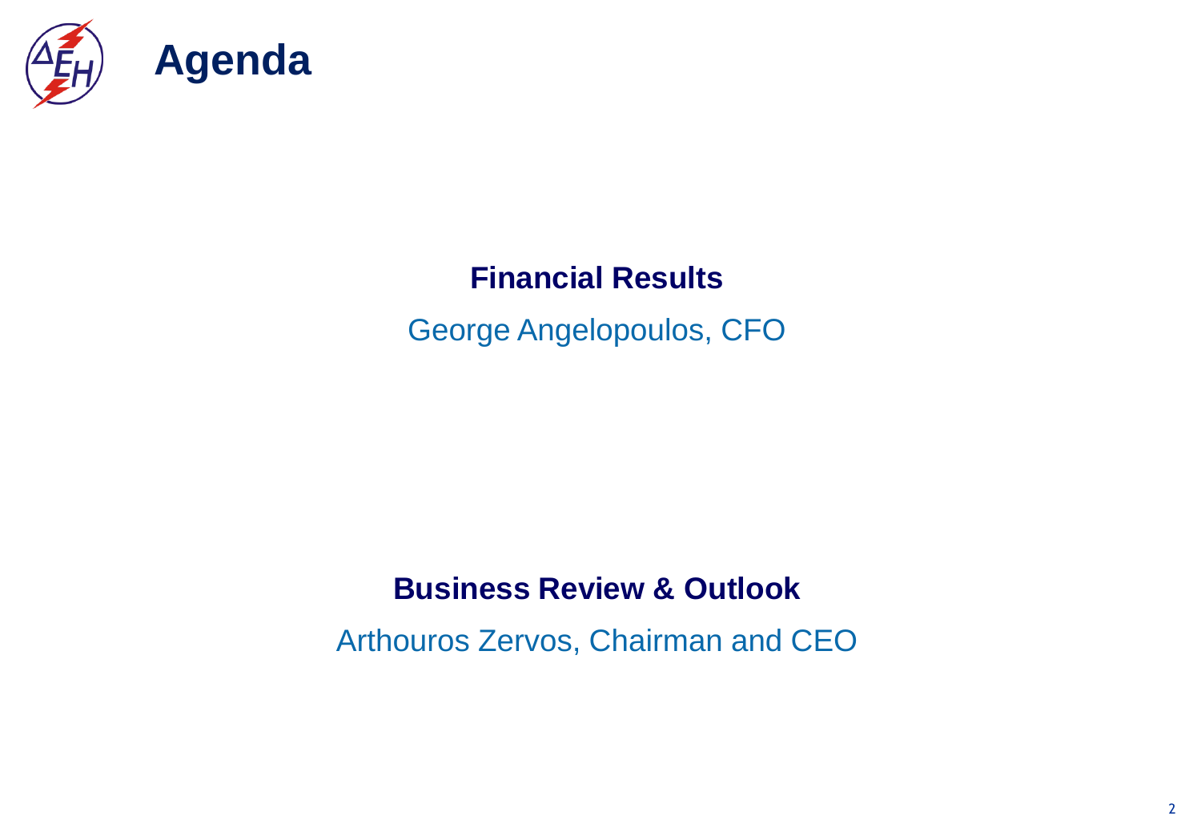# Agenda

**Financial Results**

George Angelopoulos, CFO

**Business Review & Outlook**

Arthouros Zervos, Chairman and CEO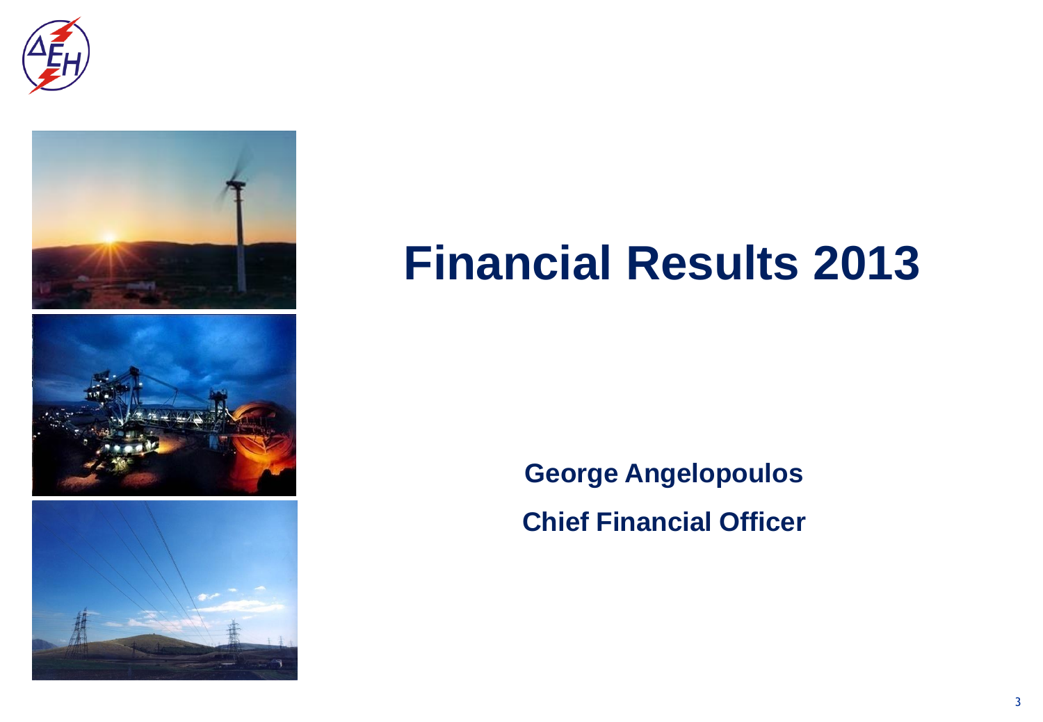# Financial Results 2013

**George Angelopoulos**

**Chief Financial Officer**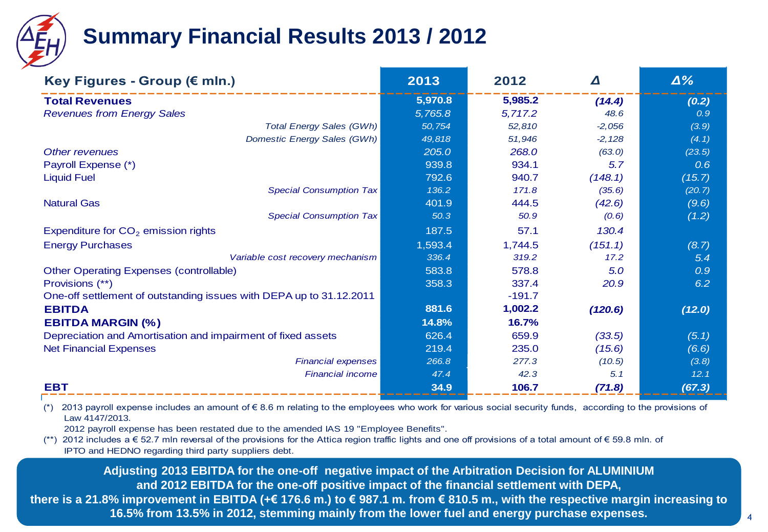# Summary Financial Results 2013 / 2012

| Key Figures - Group (€ mln.) | 2013 | 2012 | Δ | Δ% |
|---|---|---|---|---|
| **Total Revenues** | **5,970.8** | **5,985.2** | ***(14.4)*** | ***(0.2)*** |
| *Revenues from Energy Sales* | *5,765.8* | *5,717.2* | *48.6* | *0.9* |
| *Total Energy Sales (GWh)* | *50,754* | *52,810* | *-2,056* | *(3.9)* |
| *Domestic Energy Sales (GWh)* | *49,818* | *51,946* | *-2,128* | *(4.1)* |
| *Other revenues* | *205.0* | *268.0* | *(63.0)* | *(23.5)* |
| Payroll Expense (*) | 939.8 | 934.1 | *5.7* | *0.6* |
| Liquid Fuel | 792.6 | 940.7 | *(148.1)* | *(15.7)* |
| *Special Consumption Tax* | *136.2* | *171.8* | *(35.6)* | *(20.7)* |
| Natural Gas | 401.9 | 444.5 | *(42.6)* | *(9.6)* |
| *Special Consumption Tax* | *50.3* | *50.9* | *(0.6)* | *(1.2)* |
| Expenditure for $CO_2$ emission rights | 187.5 | 57.1 | *130.4* | |
| Energy Purchases | 1,593.4 | 1,744.5 | *(151.1)* | *(8.7)* |
| *Variable cost recovery mechanism* | *336.4* | *319.2* | *17.2* | *5.4* |
| Other Operating Expenses (controllable) | 583.8 | 578.8 | *5.0* | *0.9* |
| Provisions (**) | 358.3 | 337.4 | *20.9* | *6.2* |
| One-off settlement of outstanding issues with DEPA up to 31.12.2011 | | -191.7 | | |
| **EBITDA** | **881.6** | **1,002.2** | ***(120.6)*** | ***(12.0)*** |
| **EBITDA MARGIN (%)** | **14.8%** | **16.7%** | | |
| Depreciation and Amortisation and impairment of fixed assets | 626.4 | 659.9 | *(33.5)* | *(5.1)* |
| Net Financial Expenses | 219.4 | 235.0 | *(15.6)* | *(6.6)* |
| *Financial expenses* | *266.8* | *277.3* | *(10.5)* | *(3.8)* |
| *Financial income* | *47.4* | *42.3* | *5.1* | *12.1* |
| **EBT** | **34.9** | **106.7** | ***(71.8)*** | ***(67.3)*** |

(*) 2013 payroll expense includes an amount of € 8.6 m relating to the employees who work for various social security funds, according to the provisions of Law 4147/2013.
2012 payroll expense has been restated due to the amended IAS 19 "Employee Benefits".

(**) 2012 includes a € 52.7 mln reversal of the provisions for the Attica region traffic lights and one off provisions of a total amount of € 59.8 mln. of IPTO and HEDNO regarding third party suppliers debt.

**Adjusting 2013 EBITDA for the one-off negative impact of the Arbitration Decision for ALUMINIUM and 2012 EBITDA for the one-off positive impact of the financial settlement with DEPA, there is a 21.8% improvement in EBITDA (+€ 176.6 m.) to € 987.1 m. from € 810.5 m., with the respective margin increasing to 16.5% from 13.5% in 2012, stemming mainly from the lower fuel and energy purchase expenses.**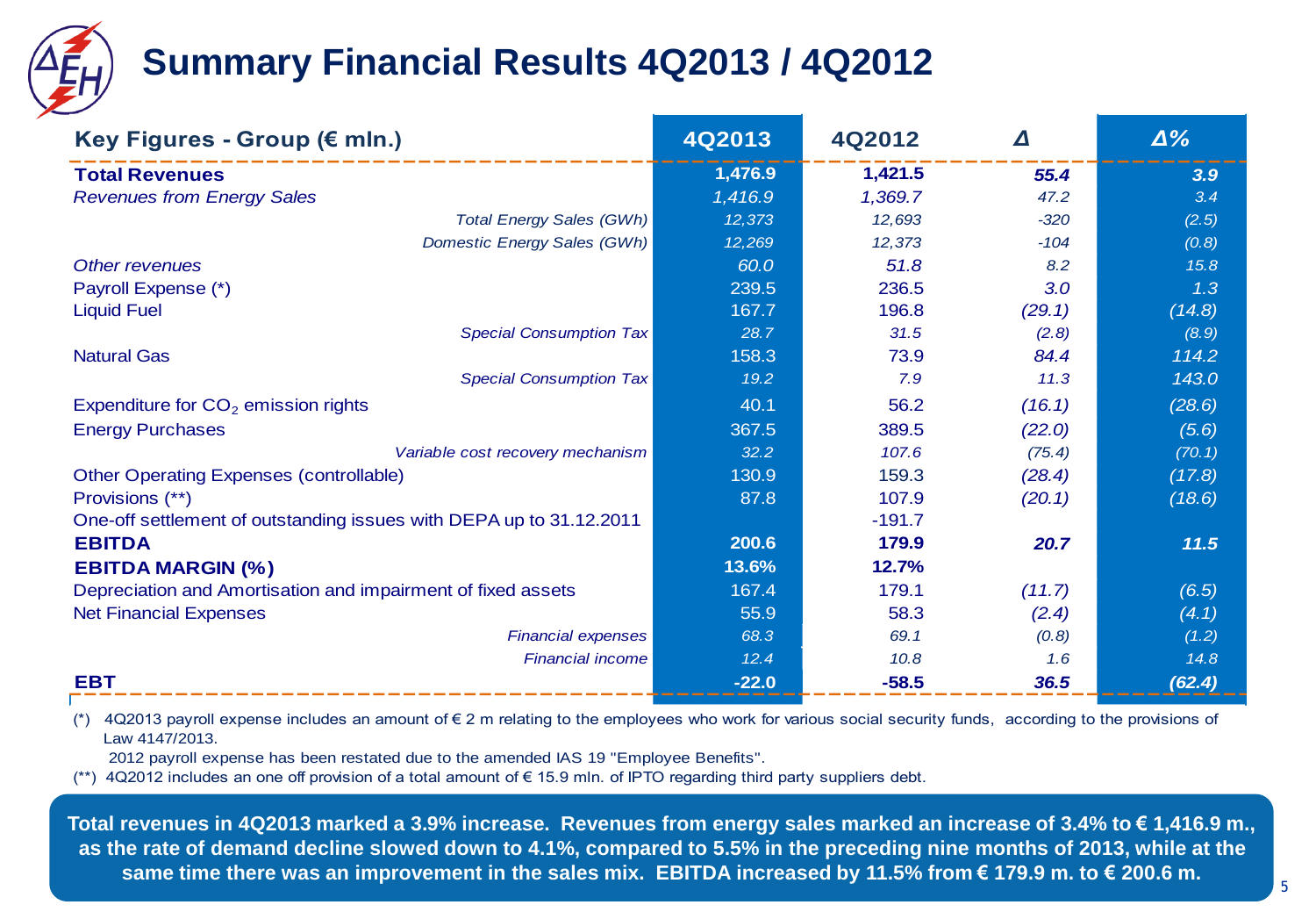# Summary Financial Results 4Q2013 / 4Q2012

| Key Figures - Group (€ mln.) | 4Q2013 | 4Q2012 | Δ | Δ% |
|---|---|---|---|---|
| **Total Revenues** | **1,476.9** | **1,421.5** | ***55.4*** | ***3.9*** |
| *Revenues from Energy Sales* | *1,416.9* | *1,369.7* | *47.2* | *3.4* |
| *Total Energy Sales (GWh)* | *12,373* | *12,693* | *-320* | *(2.5)* |
| *Domestic Energy Sales (GWh)* | *12,269* | *12,373* | *-104* | *(0.8)* |
| *Other revenues* | *60.0* | *51.8* | *8.2* | *15.8* |
| Payroll Expense (*) | 239.5 | 236.5 | *3.0* | *1.3* |
| Liquid Fuel | 167.7 | 196.8 | *(29.1)* | *(14.8)* |
| *Special Consumption Tax* | *28.7* | *31.5* | *(2.8)* | *(8.9)* |
| Natural Gas | 158.3 | 73.9 | *84.4* | *114.2* |
| *Special Consumption Tax* | *19.2* | *7.9* | *11.3* | *143.0* |
| Expenditure for $CO_2$ emission rights | 40.1 | 56.2 | *(16.1)* | *(28.6)* |
| Energy Purchases | 367.5 | 389.5 | *(22.0)* | *(5.6)* |
| *Variable cost recovery mechanism* | *32.2* | *107.6* | *(75.4)* | *(70.1)* |
| Other Operating Expenses (controllable) | 130.9 | 159.3 | *(28.4)* | *(17.8)* |
| Provisions (**) | 87.8 | 107.9 | *(20.1)* | *(18.6)* |
| One-off settlement of outstanding issues with DEPA up to 31.12.2011 | | -191.7 | | |
| **EBITDA** | **200.6** | **179.9** | ***20.7*** | ***11.5*** |
| **EBITDA MARGIN (%)** | **13.6%** | **12.7%** | | |
| Depreciation and Amortisation and impairment of fixed assets | 167.4 | 179.1 | *(11.7)* | *(6.5)* |
| Net Financial Expenses | 55.9 | 58.3 | *(2.4)* | *(4.1)* |
| *Financial expenses* | *68.3* | *69.1* | *(0.8)* | *(1.2)* |
| *Financial income* | *12.4* | *10.8* | *1.6* | *14.8* |
| **EBT** | **-22.0** | **-58.5** | ***36.5*** | ***(62.4)*** |

(*) 4Q2013 payroll expense includes an amount of € 2 m relating to the employees who work for various social security funds, according to the provisions of Law 4147/2013.
2012 payroll expense has been restated due to the amended IAS 19 "Employee Benefits".

(**) 4Q2012 includes an one off provision of a total amount of € 15.9 mln. of IPTO regarding third party suppliers debt.

**Total revenues in 4Q2013 marked a 3.9% increase. Revenues from energy sales marked an increase of 3.4% to € 1,416.9 m., as the rate of demand decline slowed down to 4.1%, compared to 5.5% in the preceding nine months of 2013, while at the same time there was an improvement in the sales mix. EBITDA increased by 11.5% from € 179.9 m. to € 200.6 m.**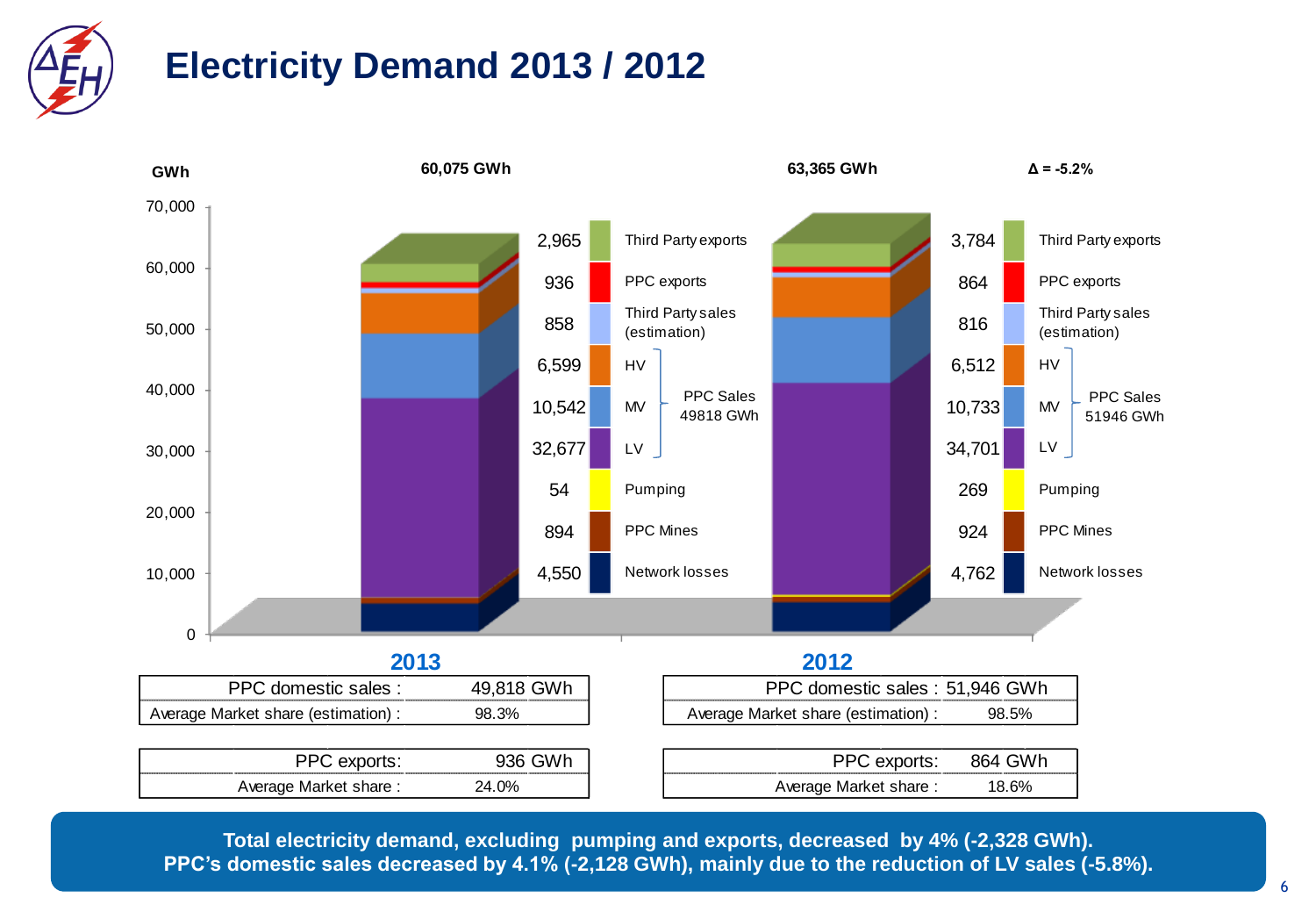# Electricity Demand 2013 / 2012

GWh

| | 2013 | 2012 |
|---|---|---|
| Total | 60,075 GWh | 63,365 GWh |
| Third Party exports | 2,965 | 3,784 |
| PPC exports | 936 | 864 |
| Third Party sales (estimation) | 858 | 816 |
| HV | 6,599 | 6,512 |
| MV | 10,542 | 10,733 |
| LV | 32,677 | 34,701 |
| PPC Sales (HV + MV + LV) | 49818 GWh | 51946 GWh |
| Pumping | 54 | 269 |
| PPC Mines | 894 | 924 |
| Network losses | 4,550 | 4,762 |

Δ = -5.2%

**2013**

| PPC domestic sales : | 49,818 GWh |
|---|---|
| Average Market share (estimation) : | 98.3% |

| PPC exports: | 936 GWh |
|---|---|
| Average Market share : | 24.0% |

**2012**

| PPC domestic sales : | 51,946 GWh |
|---|---|
| Average Market share (estimation) : | 98.5% |

| PPC exports: | 864 GWh |
|---|---|
| Average Market share : | 18.6% |

**Total electricity demand, excluding pumping and exports, decreased by 4% (-2,328 GWh).**
**PPC's domestic sales decreased by 4.1% (-2,128 GWh), mainly due to the reduction of LV sales (-5.8%).**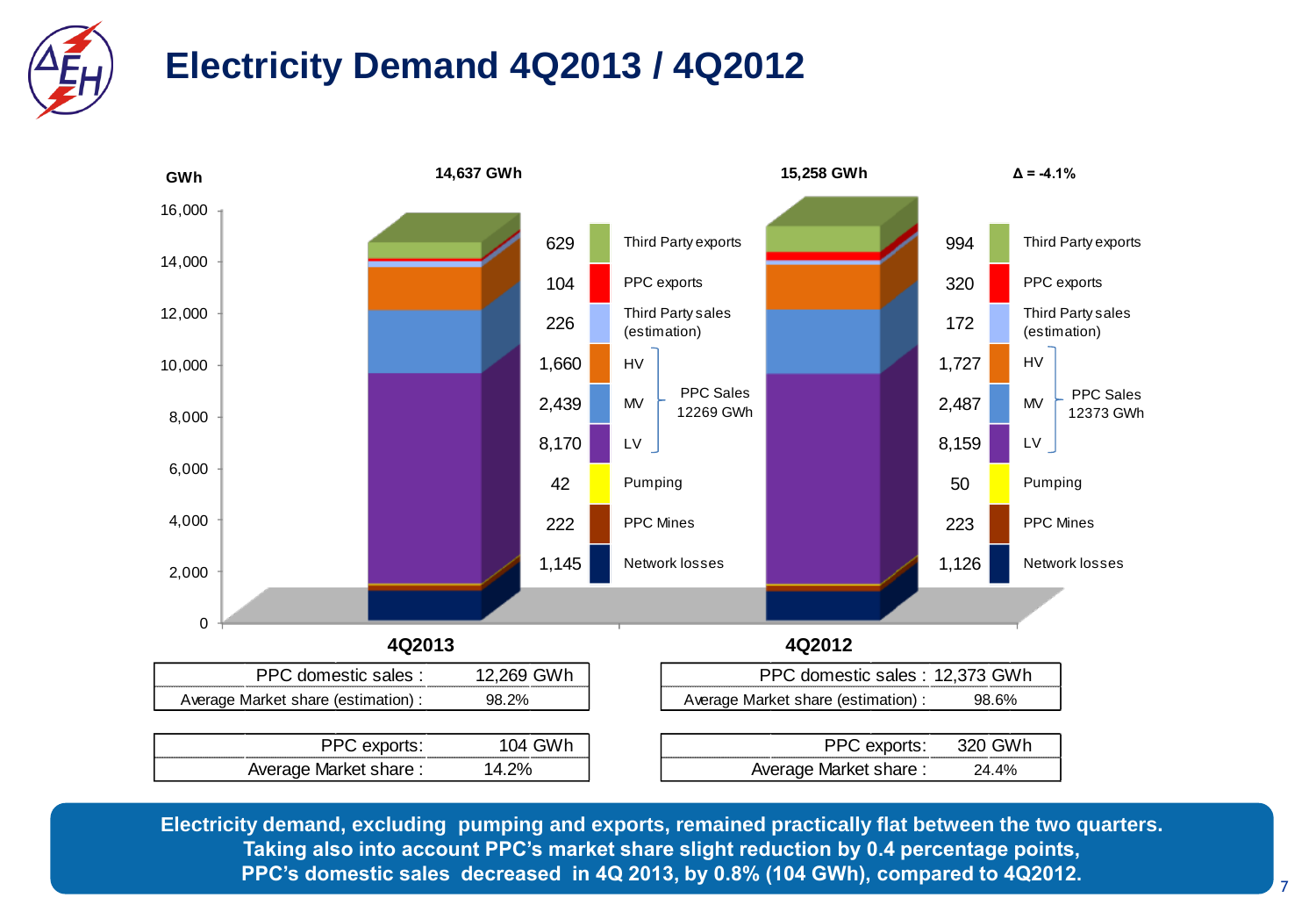# Electricity Demand 4Q2013 / 4Q2012

GWh

| Component | 4Q2013 | 4Q2012 |
| --- | --- | --- |
| Third Party exports | 629 | 994 |
| PPC exports | 104 | 320 |
| Third Party sales (estimation) | 226 | 172 |
| HV | 1,660 | 1,727 |
| MV | 2,439 | 2,487 |
| LV | 8,170 | 8,159 |
| Pumping | 42 | 50 |
| PPC Mines | 222 | 223 |
| Network losses | 1,145 | 1,126 |
| **Total** | **14,637 GWh** | **15,258 GWh** |

PPC Sales (HV + MV + LV): 12269 GWh (4Q2013), 12373 GWh (4Q2012)

Δ = -4.1%

**4Q2013**

| | |
| --- | --- |
| PPC domestic sales : | 12,269 GWh |
| Average Market share (estimation) : | 98.2% |

| | |
| --- | --- |
| PPC exports: | 104 GWh |
| Average Market share : | 14.2% |

**4Q2012**

| | |
| --- | --- |
| PPC domestic sales : | 12,373 GWh |
| Average Market share (estimation) : | 98.6% |

| | |
| --- | --- |
| PPC exports: | 320 GWh |
| Average Market share : | 24.4% |

**Electricity demand, excluding pumping and exports, remained practically flat between the two quarters. Taking also into account PPC's market share slight reduction by 0.4 percentage points, PPC's domestic sales decreased in 4Q 2013, by 0.8% (104 GWh), compared to 4Q2012.**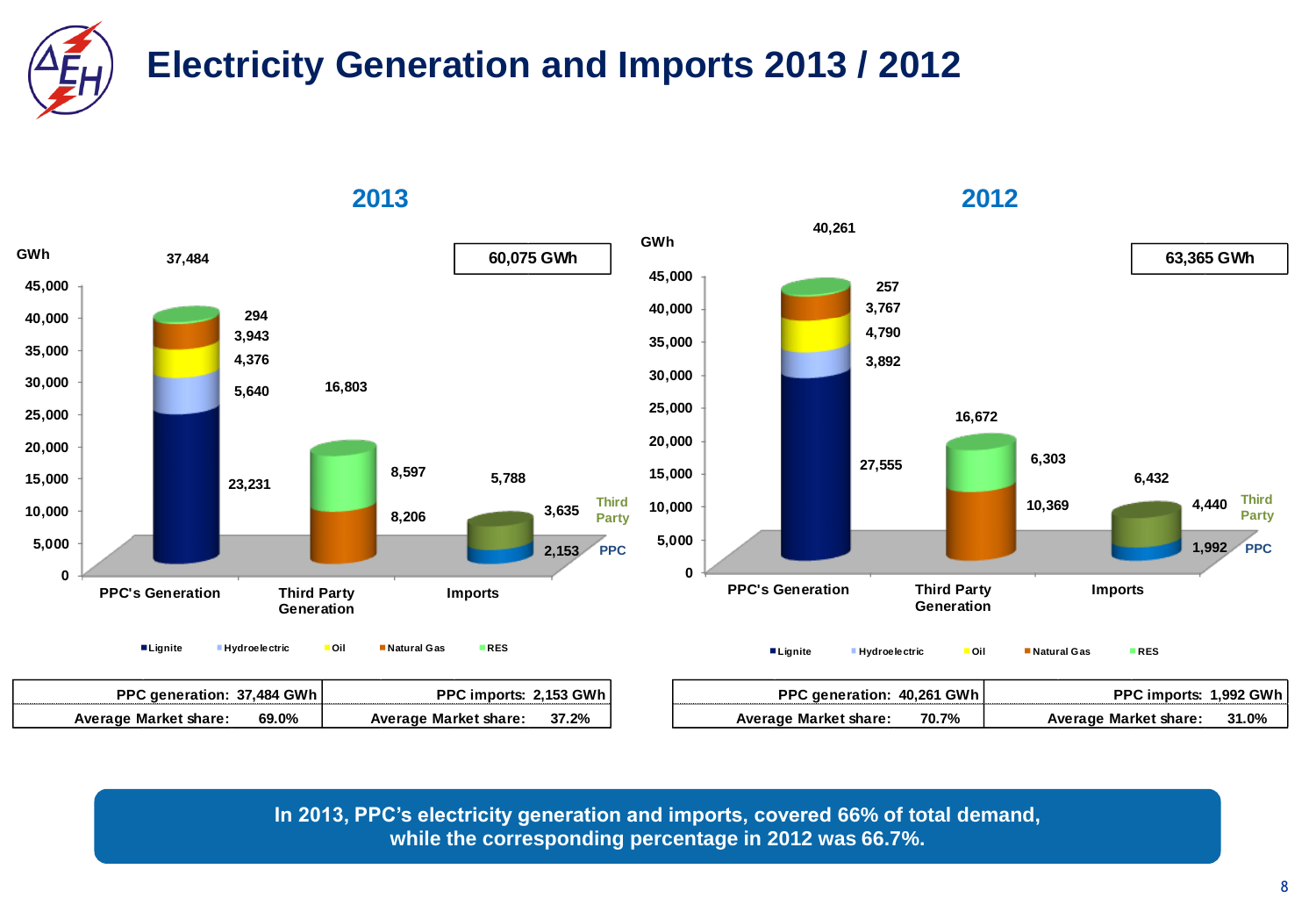# Electricity Generation and Imports 2013 / 2012

## 2013

60,075 GWh

| GWh | Lignite | Hydroelectric | Oil | Natural Gas | RES | Total |
|---|---|---|---|---|---|---|
| PPC's Generation | 23,231 | 5,640 | 4,376 | 3,943 | 294 | 37,484 |
| Third Party Generation | | | | 8,206 | 8,597 | 16,803 |

| GWh | PPC | Third Party | Total |
|---|---|---|---|
| Imports | 2,153 | 3,635 | 5,788 |

| PPC generation: 37,484 GWh | PPC imports: 2,153 GWh |
|---|---|
| Average Market share: 69.0% | Average Market share: 37.2% |

## 2012

63,365 GWh

| GWh | Lignite | Hydroelectric | Oil | Natural Gas | RES | Total |
|---|---|---|---|---|---|---|
| PPC's Generation | 27,555 | 3,892 | 4,790 | 3,767 | 257 | 40,261 |
| Third Party Generation | | | | 10,369 | 6,303 | 16,672 |

| GWh | PPC | Third Party | Total |
|---|---|---|---|
| Imports | 1,992 | 4,440 | 6,432 |

| PPC generation: 40,261 GWh | PPC imports: 1,992 GWh |
|---|---|
| Average Market share: 70.7% | Average Market share: 31.0% |

**In 2013, PPC's electricity generation and imports, covered 66% of total demand, while the corresponding percentage in 2012 was 66.7%.**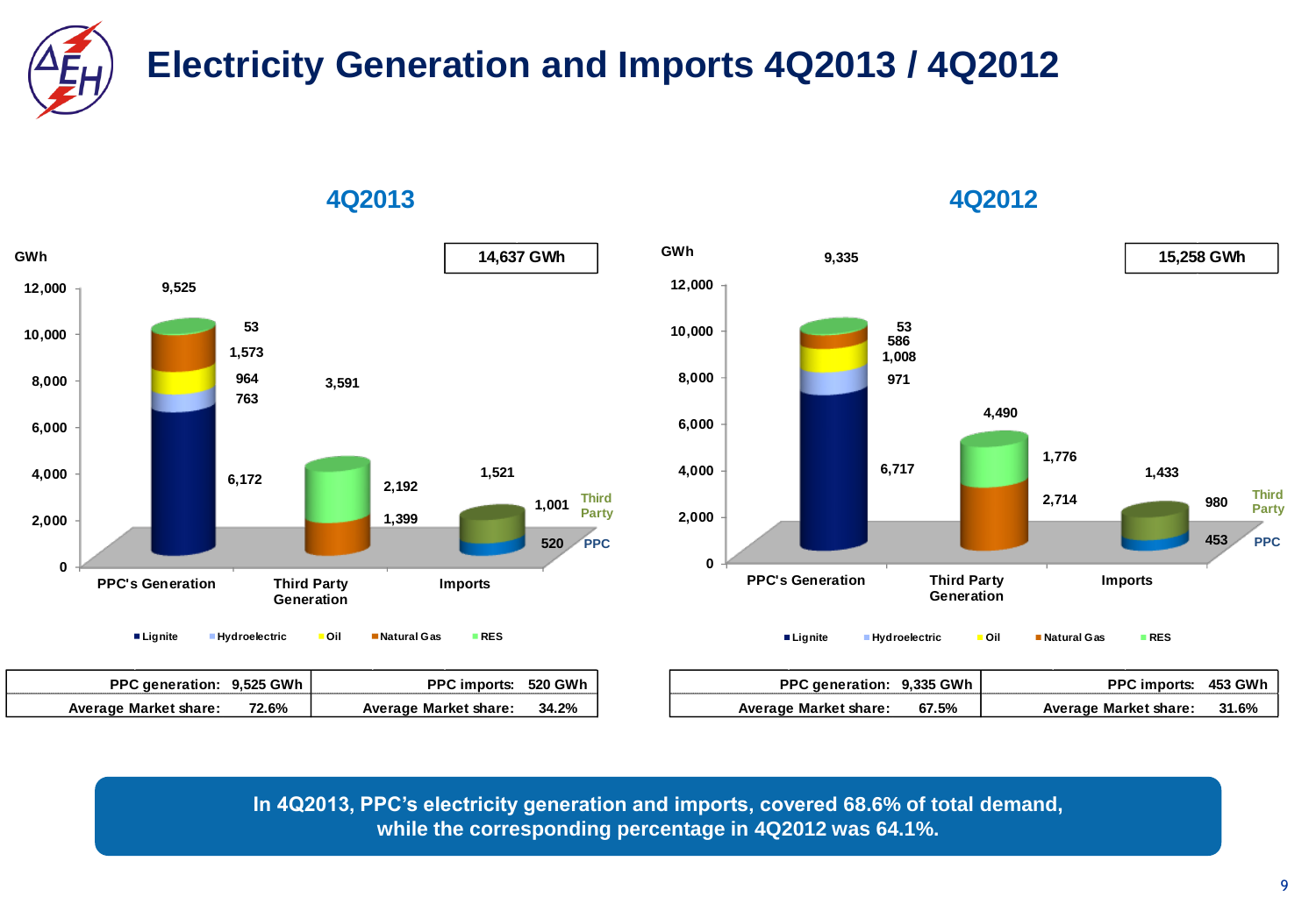# Electricity Generation and Imports 4Q2013 / 4Q2012

## 4Q2013

Total: 14,637 GWh

| GWh | PPC's Generation | Third Party Generation | Imports |
|---|---|---|---|
| Lignite | 6,172 | | |
| Hydroelectric | 763 | | |
| Oil | 964 | | |
| Natural Gas | 1,573 | 1,399 | |
| RES | 53 | 2,192 | |
| PPC | | | 520 |
| Third Party | | | 1,001 |
| **Total** | **9,525** | **3,591** | **1,521** |

| PPC generation: 9,525 GWh | PPC imports: 520 GWh |
|---|---|
| Average Market share: 72.6% | Average Market share: 34.2% |

## 4Q2012

Total: 15,258 GWh

| GWh | PPC's Generation | Third Party Generation | Imports |
|---|---|---|---|
| Lignite | 6,717 | | |
| Hydroelectric | 971 | | |
| Oil | 1,008 | | |
| Natural Gas | 586 | 2,714 | |
| RES | 53 | 1,776 | |
| PPC | | | 453 |
| Third Party | | | 980 |
| **Total** | **9,335** | **4,490** | **1,433** |

| PPC generation: 9,335 GWh | PPC imports: 453 GWh |
|---|---|
| Average Market share: 67.5% | Average Market share: 31.6% |

**In 4Q2013, PPC's electricity generation and imports, covered 68.6% of total demand, while the corresponding percentage in 4Q2012 was 64.1%.**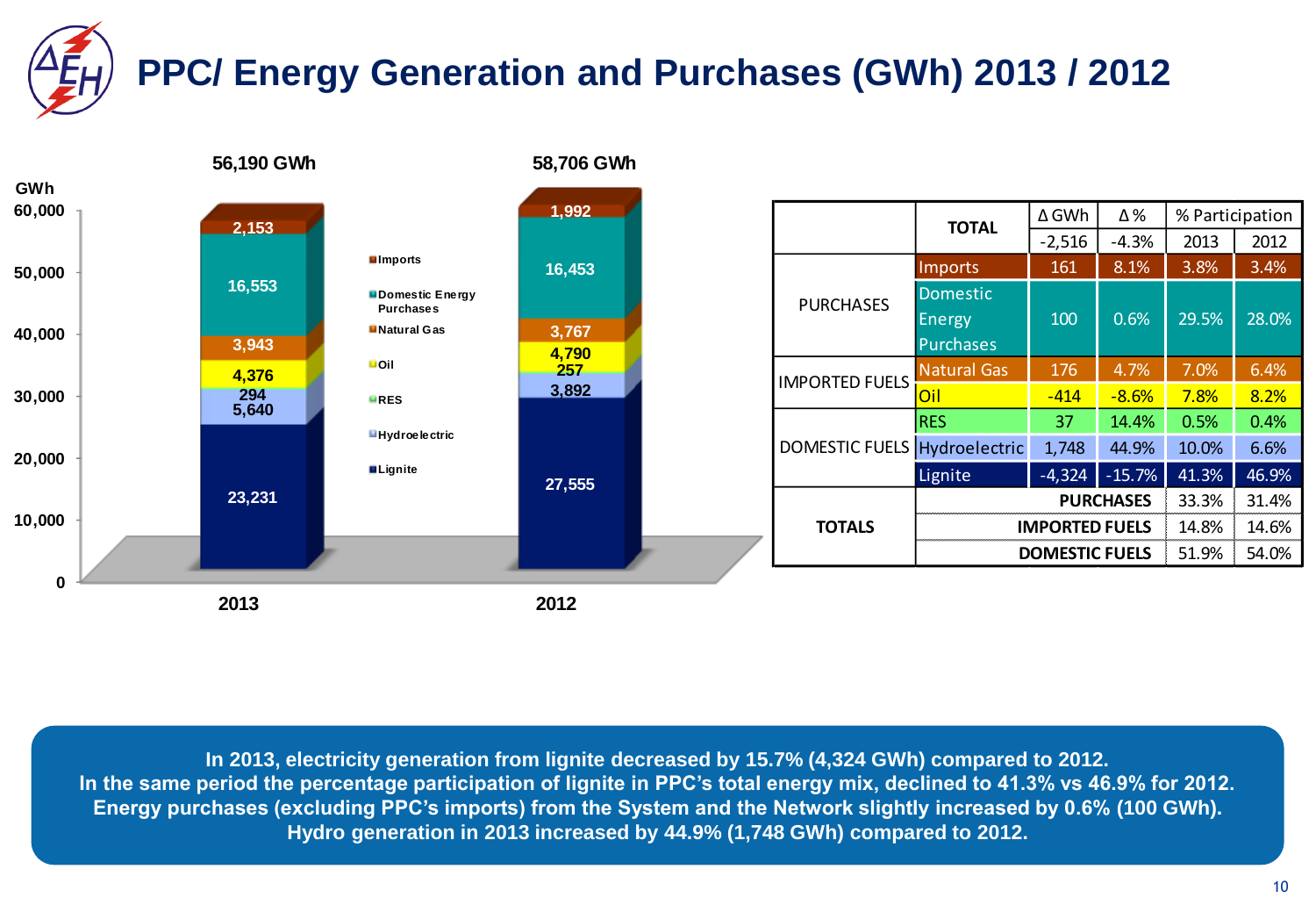# PPC/ Energy Generation and Purchases (GWh) 2013 / 2012

GWh

| | 2013 | 2012 |
|---|---|---|
| Total | 56,190 GWh | 58,706 GWh |
| Imports | 2,153 | 1,992 |
| Domestic Energy Purchases | 16,553 | 16,453 |
| Natural Gas | 3,943 | 3,767 |
| Oil | 4,376 | 4,790 |
| RES | 294 | 257 |
| Hydroelectric | 5,640 | 3,892 |
| Lignite | 23,231 | 27,555 |

| | | Δ GWh | Δ % | % Participation 2013 | % Participation 2012 |
|---|---|---|---|---|---|
| | TOTAL | -2,516 | -4.3% | 2013 | 2012 |
| PURCHASES | Imports | 161 | 8.1% | 3.8% | 3.4% |
| | Domestic Energy Purchases | 100 | 0.6% | 29.5% | 28.0% |
| IMPORTED FUELS | Natural Gas | 176 | 4.7% | 7.0% | 6.4% |
| | Oil | -414 | -8.6% | 7.8% | 8.2% |
| DOMESTIC FUELS | RES | 37 | 14.4% | 0.5% | 0.4% |
| | Hydroelectric | 1,748 | 44.9% | 10.0% | 6.6% |
| | Lignite | -4,324 | -15.7% | 41.3% | 46.9% |
| TOTALS | PURCHASES | | | 33.3% | 31.4% |
| | IMPORTED FUELS | | | 14.8% | 14.6% |
| | DOMESTIC FUELS | | | 51.9% | 54.0% |

**In 2013, electricity generation from lignite decreased by 15.7% (4,324 GWh) compared to 2012.**
**In the same period the percentage participation of lignite in PPC's total energy mix, declined to 41.3% vs 46.9% for 2012.**
**Energy purchases (excluding PPC's imports) from the System and the Network slightly increased by 0.6% (100 GWh).**
**Hydro generation in 2013 increased by 44.9% (1,748 GWh) compared to 2012.**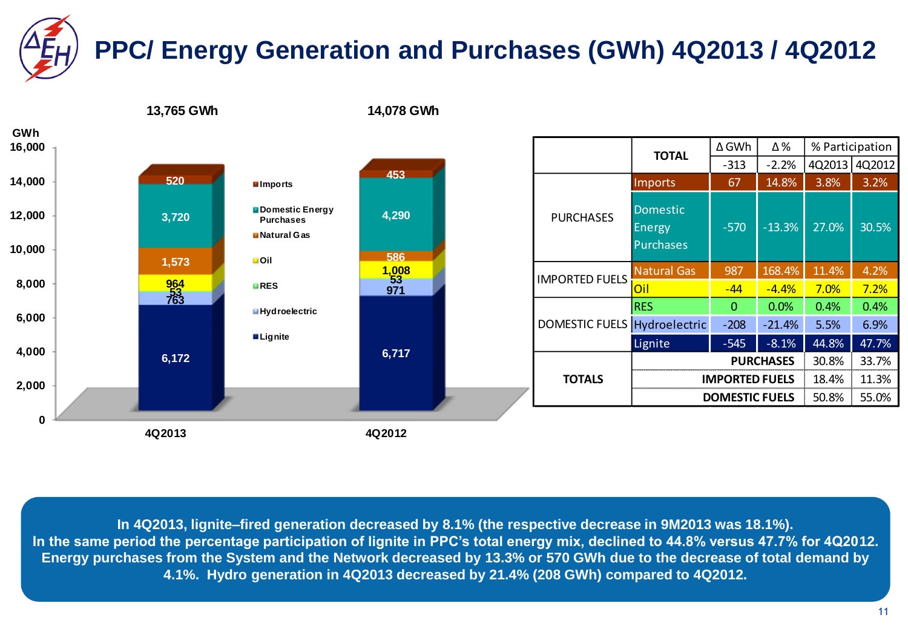# PPC/ Energy Generation and Purchases (GWh) 4Q2013 / 4Q2012

| GWh | 4Q2013 | 4Q2012 |
|---|---|---|
| Imports | 520 | 453 |
| Domestic Energy Purchases | 3,720 | 4,290 |
| Natural Gas | 1,573 | 586 |
| Oil | 964 | 1,008 |
| RES | 53 | 53 |
| Hydroelectric | 763 | 971 |
| Lignite | 6,172 | 6,717 |
| Total | 13,765 GWh | 14,078 GWh |

| | | Δ GWh | Δ % | % Participation 4Q2013 | % Participation 4Q2012 |
|---|---|---|---|---|---|
| | TOTAL | -313 | -2.2% | | |
| PURCHASES | Imports | 67 | 14.8% | 3.8% | 3.2% |
| | Domestic Energy Purchases | -570 | -13.3% | 27.0% | 30.5% |
| IMPORTED FUELS | Natural Gas | 987 | 168.4% | 11.4% | 4.2% |
| | Oil | -44 | -4.4% | 7.0% | 7.2% |
| DOMESTIC FUELS | RES | 0 | 0.0% | 0.4% | 0.4% |
| | Hydroelectric | -208 | -21.4% | 5.5% | 6.9% |
| | Lignite | -545 | -8.1% | 44.8% | 47.7% |
| TOTALS | PURCHASES | | | 30.8% | 33.7% |
| | IMPORTED FUELS | | | 18.4% | 11.3% |
| | DOMESTIC FUELS | | | 50.8% | 55.0% |

**In 4Q2013, lignite–fired generation decreased by 8.1% (the respective decrease in 9M2013 was 18.1%). In the same period the percentage participation of lignite in PPC's total energy mix, declined to 44.8% versus 47.7% for 4Q2012. Energy purchases from the System and the Network decreased by 13.3% or 570 GWh due to the decrease of total demand by 4.1%. Hydro generation in 4Q2013 decreased by 21.4% (208 GWh) compared to 4Q2012.**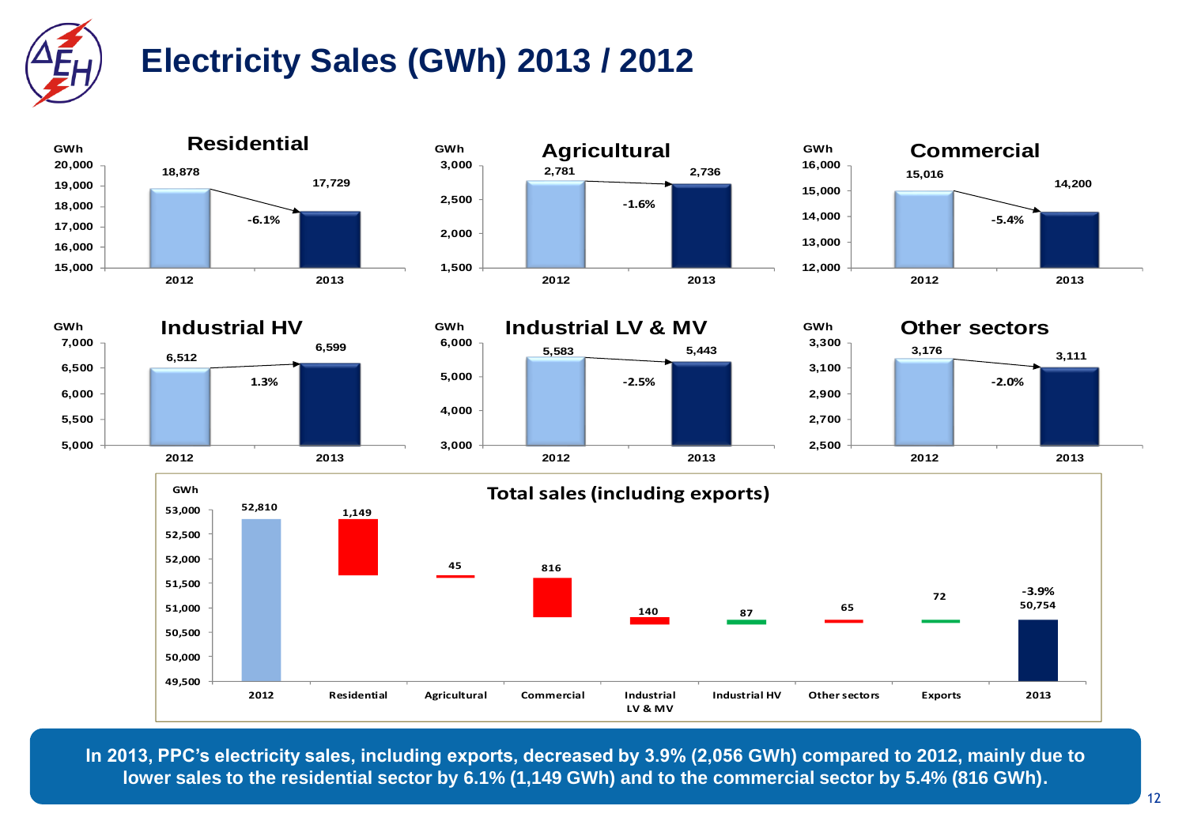# Electricity Sales (GWh) 2013 / 2012

### Residential

| GWh | 2012 | 2013 | Change |
|---|---|---|---|
| Residential | 18,878 | 17,729 | -6.1% |

### Agricultural

| GWh | 2012 | 2013 | Change |
|---|---|---|---|
| Agricultural | 2,781 | 2,736 | -1.6% |

### Commercial

| GWh | 2012 | 2013 | Change |
|---|---|---|---|
| Commercial | 15,016 | 14,200 | -5.4% |

### Industrial HV

| GWh | 2012 | 2013 | Change |
|---|---|---|---|
| Industrial HV | 6,512 | 6,599 | 1.3% |

### Industrial LV & MV

| GWh | 2012 | 2013 | Change |
|---|---|---|---|
| Industrial LV & MV | 5,583 | 5,443 | -2.5% |

### Other sectors

| GWh | 2012 | 2013 | Change |
|---|---|---|---|
| Other sectors | 3,176 | 3,111 | -2.0% |

### Total sales (including exports)

| GWh | Value |
|---|---|
| 2012 | 52,810 |
| Residential | 1,149 |
| Agricultural | 45 |
| Commercial | 816 |
| Industrial LV & MV | 140 |
| Industrial HV | 87 |
| Other sectors | 65 |
| Exports | 72 |
| 2013 | 50,754 (-3.9%) |

**In 2013, PPC's electricity sales, including exports, decreased by 3.9% (2,056 GWh) compared to 2012, mainly due to lower sales to the residential sector by 6.1% (1,149 GWh) and to the commercial sector by 5.4% (816 GWh).**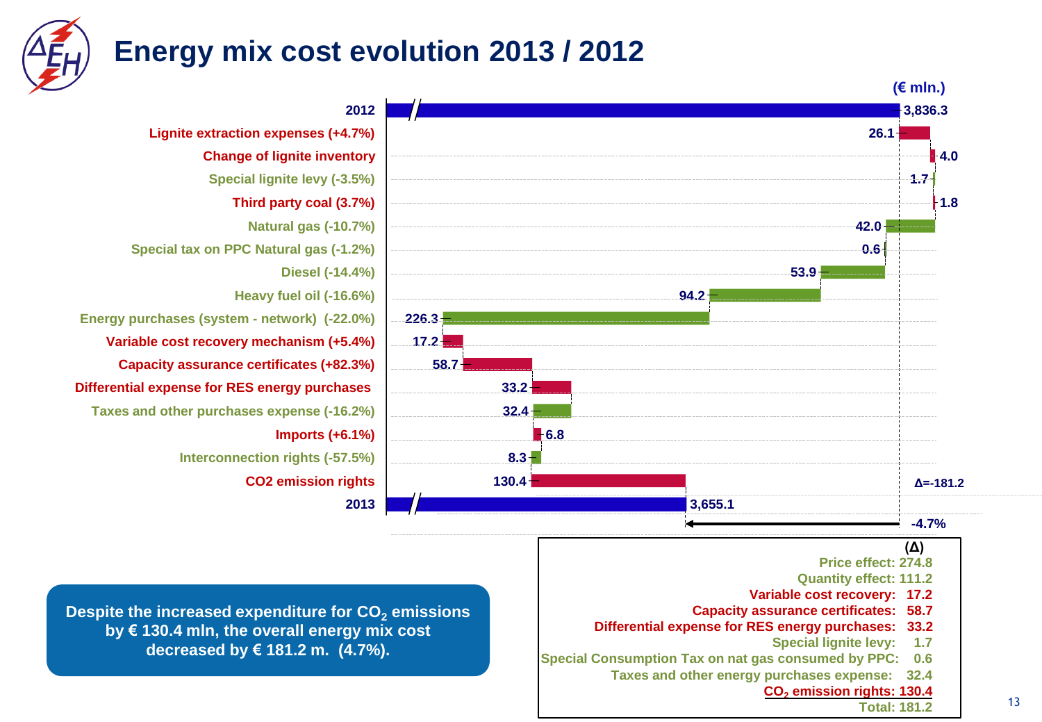# Energy mix cost evolution 2013 / 2012

(€ mln.)

| Item | Value |
|---|---|
| 2012 | 3,836.3 |
| Lignite extraction expenses (+4.7%) | 26.1 |
| Change of lignite inventory | 4.0 |
| Special lignite levy (-3.5%) | 1.7 |
| Third party coal (3.7%) | 1.8 |
| Natural gas (-10.7%) | 42.0 |
| Special tax on PPC Natural gas (-1.2%) | 0.6 |
| Diesel (-14.4%) | 53.9 |
| Heavy fuel oil (-16.6%) | 94.2 |
| Energy purchases (system - network) (-22.0%) | 226.3 |
| Variable cost recovery mechanism (+5.4%) | 17.2 |
| Capacity assurance certificates (+82.3%) | 58.7 |
| Differential expense for RES energy purchases | 33.2 |
| Taxes and other purchases expense (-16.2%) | 32.4 |
| Imports (+6.1%) | 6.8 |
| Interconnection rights (-57.5%) | 8.3 |
| CO2 emission rights | 130.4 |
| 2013 | 3,655.1 |

Δ=-181.2

-4.7%

| | (Δ) |
|---|---|
| Price effect: | 274.8 |
| Quantity effect: | 111.2 |
| Variable cost recovery: | 17.2 |
| Capacity assurance certificates: | 58.7 |
| Differential expense for RES energy purchases: | 33.2 |
| Special lignite levy: | 1.7 |
| Special Consumption Tax on nat gas consumed by PPC: | 0.6 |
| Taxes and other energy purchases expense: | 32.4 |
| $CO_2$ emission rights: | 130.4 |
| Total: | 181.2 |

**Despite the increased expenditure for $CO_2$ emissions by € 130.4 mln, the overall energy mix cost decreased by € 181.2 m. (4.7%).**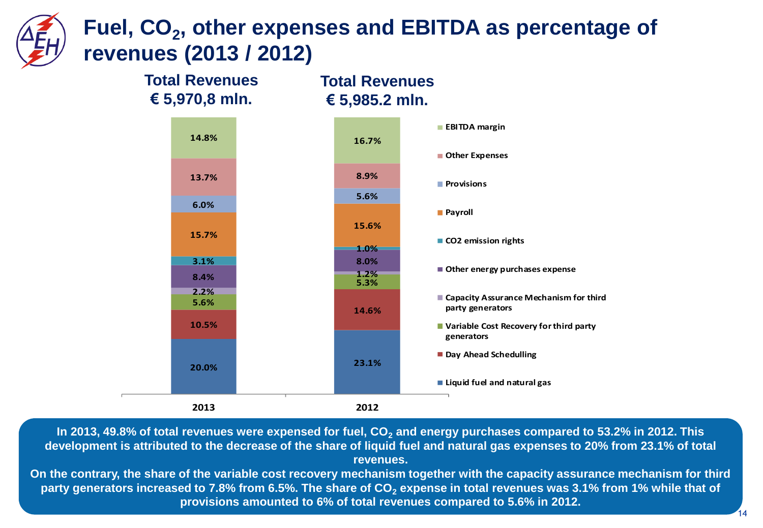# Fuel, $CO_2$, other expenses and EBITDA as percentage of revenues (2013 / 2012)

| | 2013 | 2012 |
|---|---|---|
| **Total Revenues** | € 5,970,8 mln. | € 5,985.2 mln. |
| EBITDA margin | 14.8% | 16.7% |
| Other Expenses | 13.7% | 8.9% |
| Provisions | 6.0% | 5.6% |
| Payroll | 15.7% | 15.6% |
| CO2 emission rights | 3.1% | 1.0% |
| Other energy purchases expense | 8.4% | 8.0% |
| Capacity Assurance Mechanism for third party generators | 2.2% | 1.2% |
| Variable Cost Recovery for third party generators | 5.6% | 5.3% |
| Day Ahead Schedulling | 10.5% | 14.6% |
| Liquid fuel and natural gas | 20.0% | 23.1% |

**In 2013, 49.8% of total revenues were expensed for fuel, $CO_2$ and energy purchases compared to 53.2% in 2012. This development is attributed to the decrease of the share of liquid fuel and natural gas expenses to 20% from 23.1% of total revenues.**

**On the contrary, the share of the variable cost recovery mechanism together with the capacity assurance mechanism for third party generators increased to 7.8% from 6.5%. The share of $CO_2$ expense in total revenues was 3.1% from 1% while that of provisions amounted to 6% of total revenues compared to 5.6% in 2012.**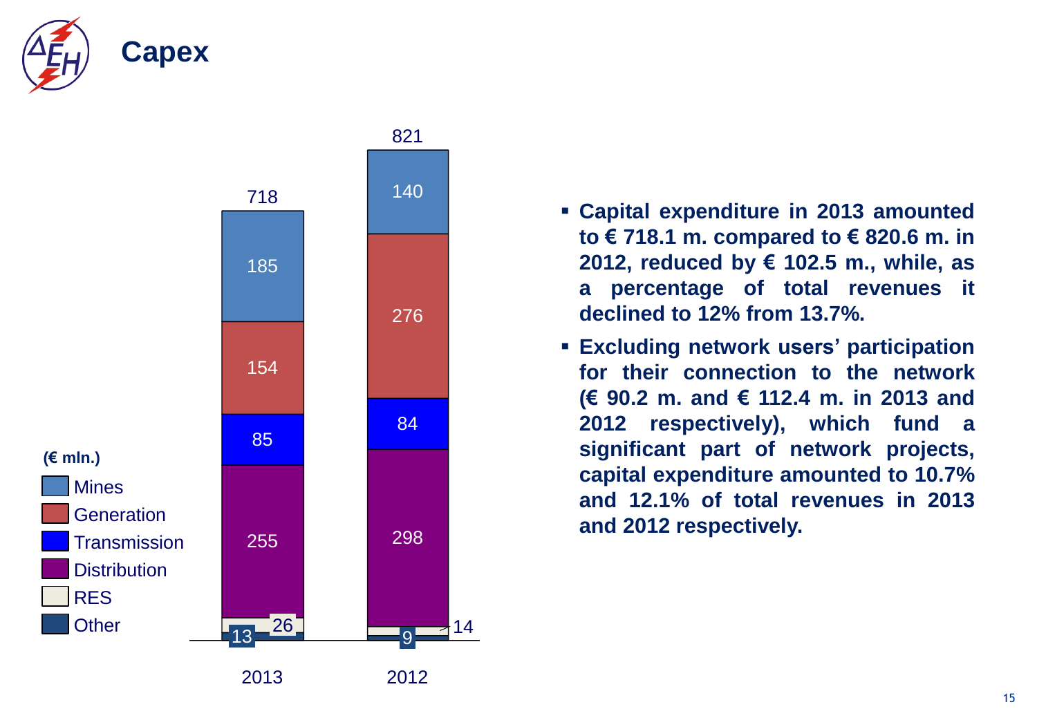# Capex

(€ mln.)

| | 2013 | 2012 |
|---|---|---|
| Mines | 185 | 140 |
| Generation | 154 | 276 |
| Transmission | 85 | 84 |
| Distribution | 255 | 298 |
| RES | 26 | 14 |
| Other | 13 | 9 |
| **Total** | **718** | **821** |

- **Capital expenditure in 2013 amounted to € 718.1 m. compared to € 820.6 m. in 2012, reduced by € 102.5 m., while, as a percentage of total revenues it declined to 12% from 13.7%.**
- **Excluding network users' participation for their connection to the network (€ 90.2 m. and € 112.4 m. in 2013 and 2012 respectively), which fund a significant part of network projects, capital expenditure amounted to 10.7% and 12.1% of total revenues in 2013 and 2012 respectively.**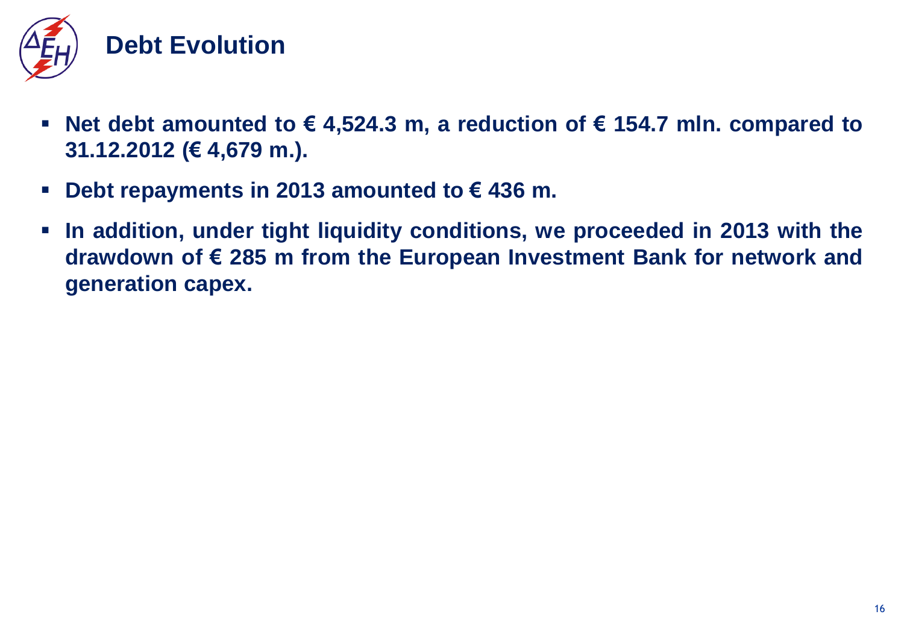# Debt Evolution

- **Net debt amounted to € 4,524.3 m, a reduction of € 154.7 mln. compared to 31.12.2012 (€ 4,679 m.).**
- **Debt repayments in 2013 amounted to € 436 m.**
- **In addition, under tight liquidity conditions, we proceeded in 2013 with the drawdown of € 285 m from the European Investment Bank for network and generation capex.**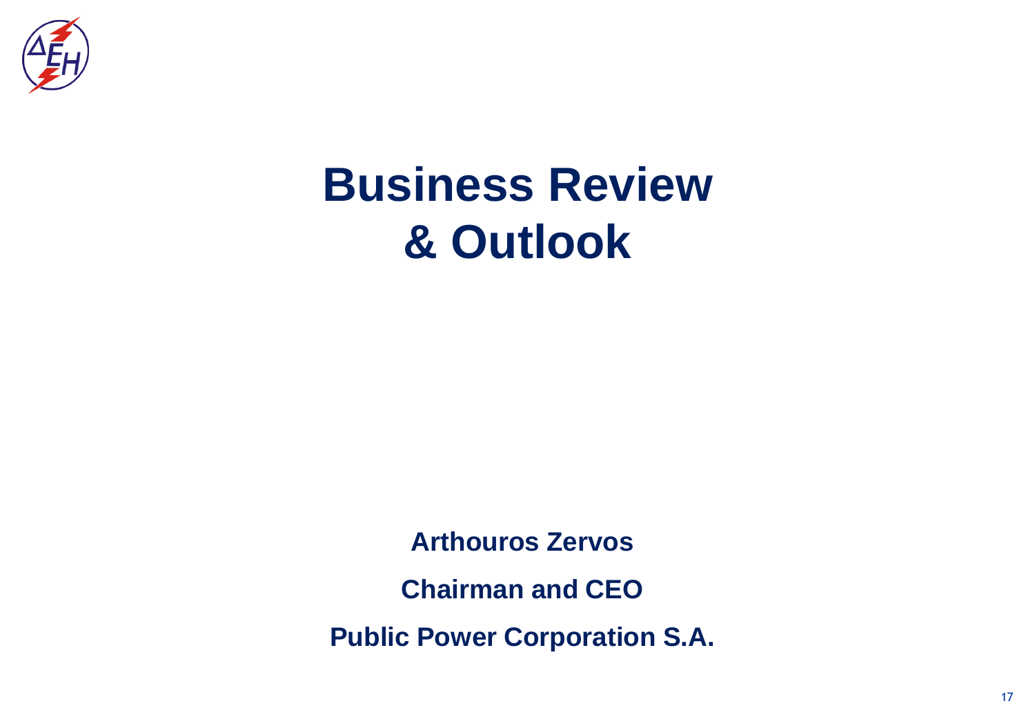# Business Review & Outlook

**Arthouros Zervos**

**Chairman and CEO**

**Public Power Corporation S.A.**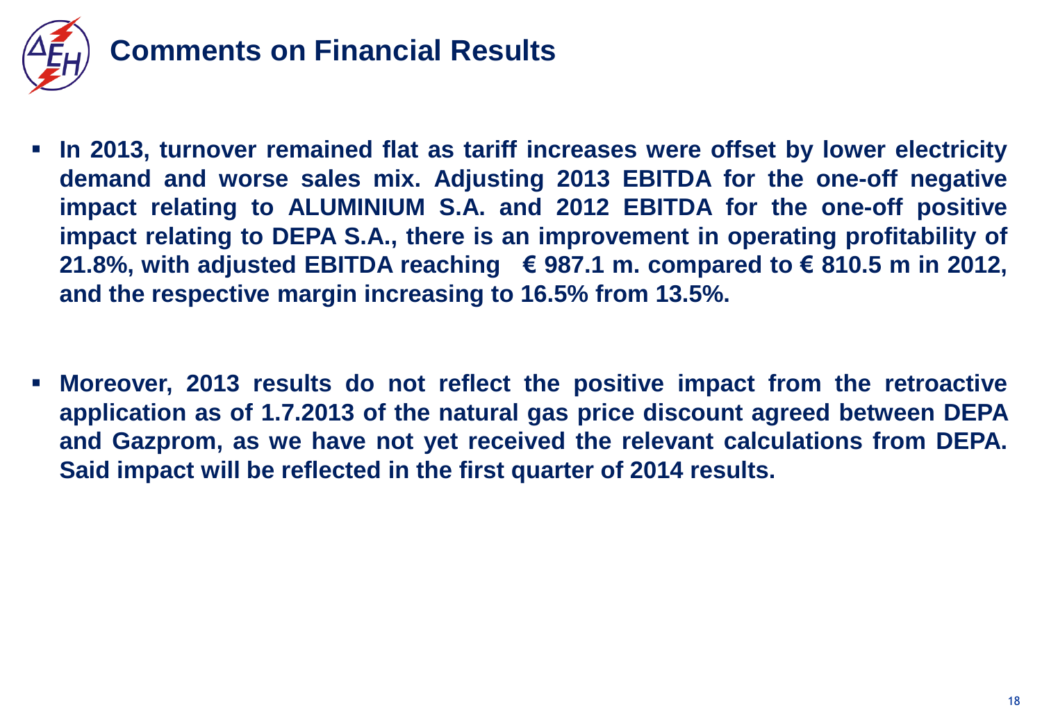# Comments on Financial Results

- **In 2013, turnover remained flat as tariff increases were offset by lower electricity demand and worse sales mix. Adjusting 2013 EBITDA for the one-off negative impact relating to ALUMINIUM S.A. and 2012 EBITDA for the one-off positive impact relating to DEPA S.A., there is an improvement in operating profitability of 21.8%, with adjusted EBITDA reaching € 987.1 m. compared to € 810.5 m in 2012, and the respective margin increasing to 16.5% from 13.5%.**

- **Moreover, 2013 results do not reflect the positive impact from the retroactive application as of 1.7.2013 of the natural gas price discount agreed between DEPA and Gazprom, as we have not yet received the relevant calculations from DEPA. Said impact will be reflected in the first quarter of 2014 results.**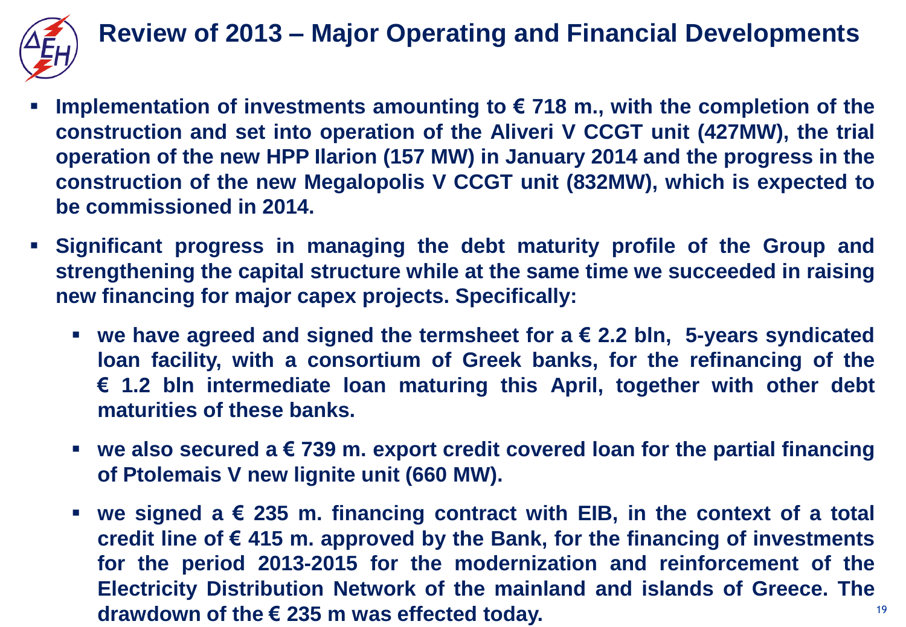# Review of 2013 – Major Operating and Financial Developments

- **Implementation of investments amounting to € 718 m., with the completion of the construction and set into operation of the Aliveri V CCGT unit (427MW), the trial operation of the new HPP Ilarion (157 MW) in January 2014 and the progress in the construction of the new Megalopolis V CCGT unit (832MW), which is expected to be commissioned in 2014.**

- **Significant progress in managing the debt maturity profile of the Group and strengthening the capital structure while at the same time we succeeded in raising new financing for major capex projects. Specifically:**

  - **we have agreed and signed the termsheet for a € 2.2 bln, 5-years syndicated loan facility, with a consortium of Greek banks, for the refinancing of the € 1.2 bln intermediate loan maturing this April, together with other debt maturities of these banks.**

  - **we also secured a € 739 m. export credit covered loan for the partial financing of Ptolemais V new lignite unit (660 MW).**

  - **we signed a € 235 m. financing contract with EIB, in the context of a total credit line of € 415 m. approved by the Bank, for the financing of investments for the period 2013-2015 for the modernization and reinforcement of the Electricity Distribution Network of the mainland and islands of Greece. The drawdown of the € 235 m was effected today.**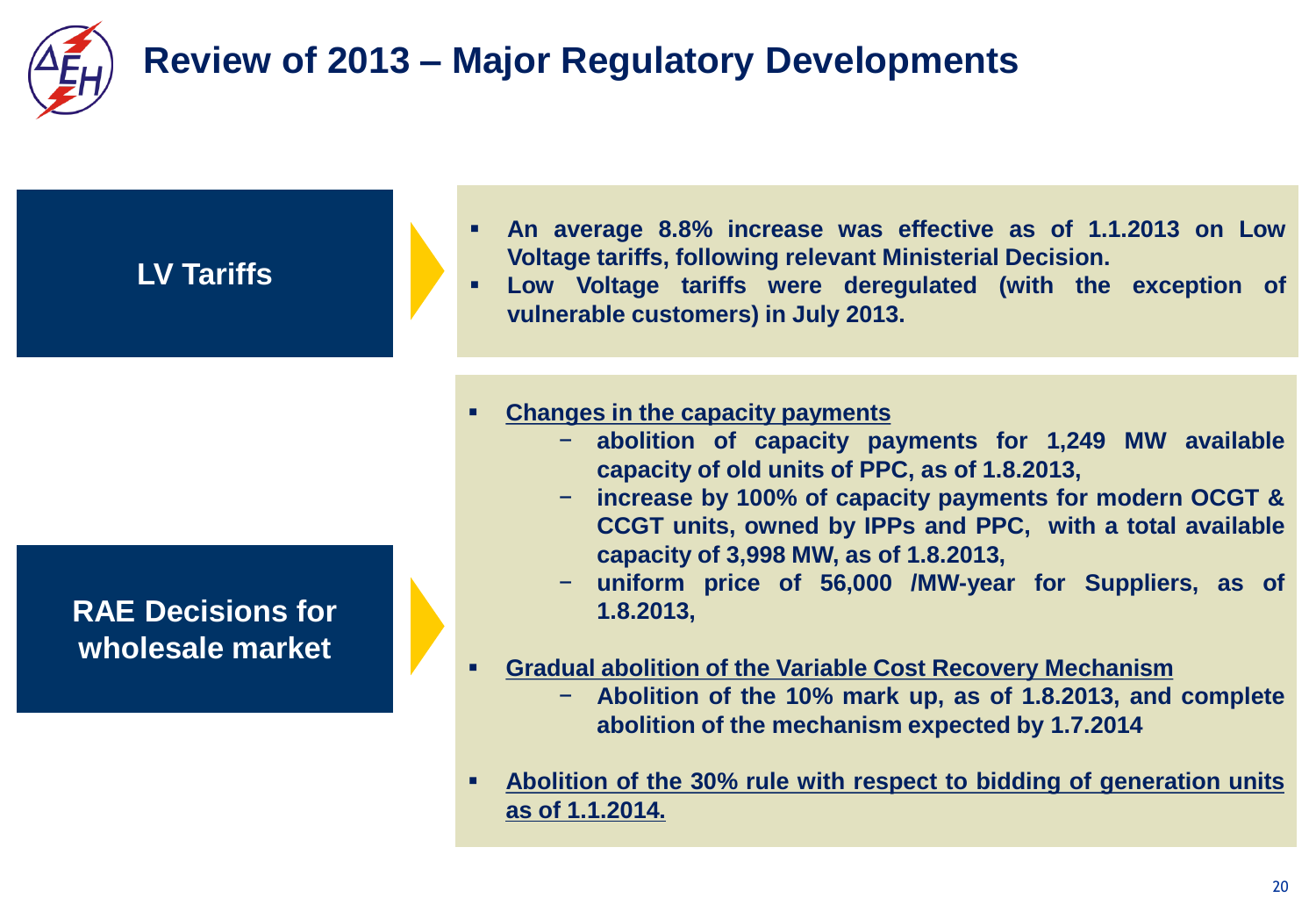# Review of 2013 – Major Regulatory Developments

## LV Tariffs

- An average 8.8% increase was effective as of 1.1.2013 on Low Voltage tariffs, following relevant Ministerial Decision.
- Low Voltage tariffs were deregulated (with the exception of vulnerable customers) in July 2013.

## RAE Decisions for wholesale market

- <u>Changes in the capacity payments</u>
  - abolition of capacity payments for 1,249 MW available capacity of old units of PPC, as of 1.8.2013,
  - increase by 100% of capacity payments for modern OCGT & CCGT units, owned by IPPs and PPC, with a total available capacity of 3,998 MW, as of 1.8.2013,
  - uniform price of 56,000 /MW-year for Suppliers, as of 1.8.2013,
- <u>Gradual abolition of the Variable Cost Recovery Mechanism</u>
  - Abolition of the 10% mark up, as of 1.8.2013, and complete abolition of the mechanism expected by 1.7.2014
- <u>Abolition of the 30% rule with respect to bidding of generation units as of 1.1.2014.</u>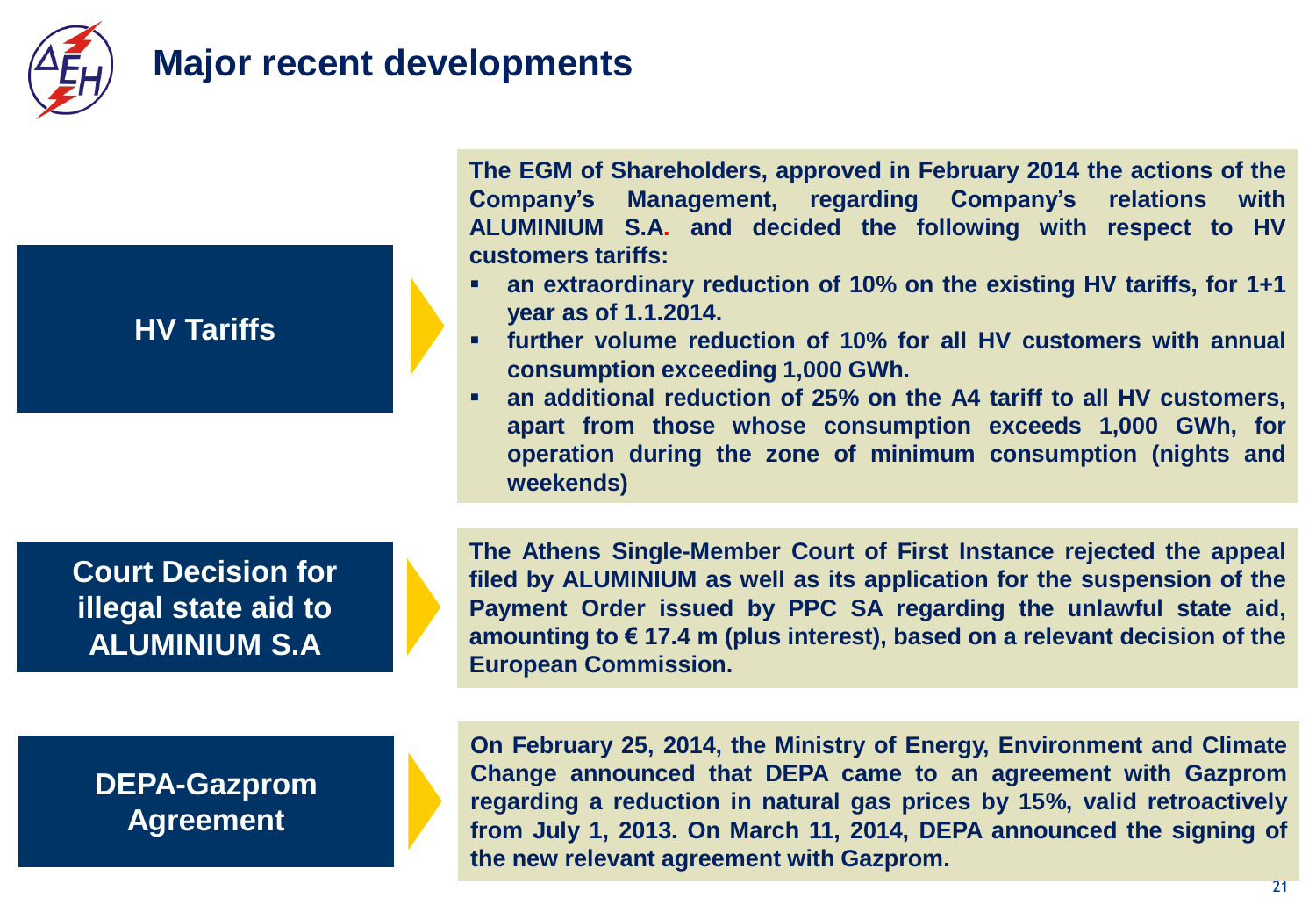# Major recent developments

## HV Tariffs

**The EGM of Shareholders, approved in February 2014 the actions of the Company's Management, regarding Company's relations with ALUMINIUM S.A. and decided the following with respect to HV customers tariffs:**

- **an extraordinary reduction of 10% on the existing HV tariffs, for 1+1 year as of 1.1.2014.**
- **further volume reduction of 10% for all HV customers with annual consumption exceeding 1,000 GWh.**
- **an additional reduction of 25% on the A4 tariff to all HV customers, apart from those whose consumption exceeds 1,000 GWh, for operation during the zone of minimum consumption (nights and weekends)**

## Court Decision for illegal state aid to ALUMINIUM S.A

**The Athens Single-Member Court of First Instance rejected the appeal filed by ALUMINIUM as well as its application for the suspension of the Payment Order issued by PPC SA regarding the unlawful state aid, amounting to € 17.4 m (plus interest), based on a relevant decision of the European Commission.**

## DEPA-Gazprom Agreement

**On February 25, 2014, the Ministry of Energy, Environment and Climate Change announced that DEPA came to an agreement with Gazprom regarding a reduction in natural gas prices by 15%, valid retroactively from July 1, 2013. On March 11, 2014, DEPA announced the signing of the new relevant agreement with Gazprom.**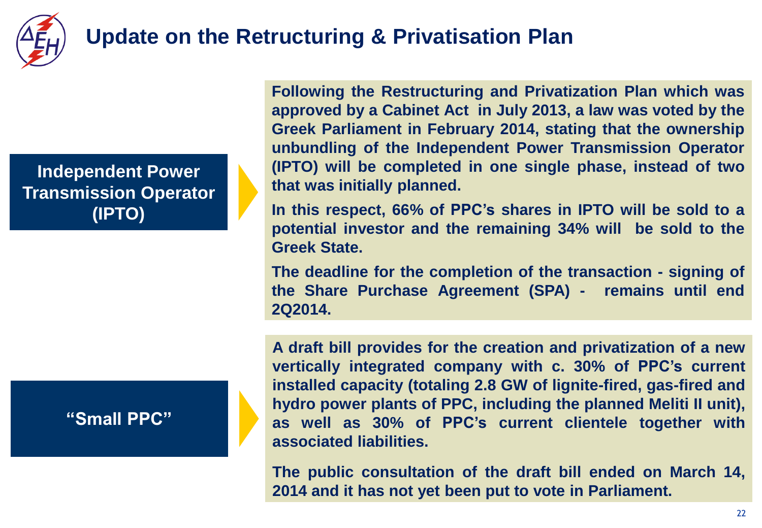# Update on the Retructuring & Privatisation Plan

## Independent Power Transmission Operator (IPTO)

**Following the Restructuring and Privatization Plan which was approved by a Cabinet Act in July 2013, a law was voted by the Greek Parliament in February 2014, stating that the ownership unbundling of the Independent Power Transmission Operator (IPTO) will be completed in one single phase, instead of two that was initially planned.**

**In this respect, 66% of PPC's shares in IPTO will be sold to a potential investor and the remaining 34% will be sold to the Greek State.**

**The deadline for the completion of the transaction - signing of the Share Purchase Agreement (SPA) - remains until end 2Q2014.**

## "Small PPC"

**A draft bill provides for the creation and privatization of a new vertically integrated company with c. 30% of PPC's current installed capacity (totaling 2.8 GW of lignite-fired, gas-fired and hydro power plants of PPC, including the planned Meliti II unit), as well as 30% of PPC's current clientele together with associated liabilities.**

**The public consultation of the draft bill ended on March 14, 2014 and it has not yet been put to vote in Parliament.**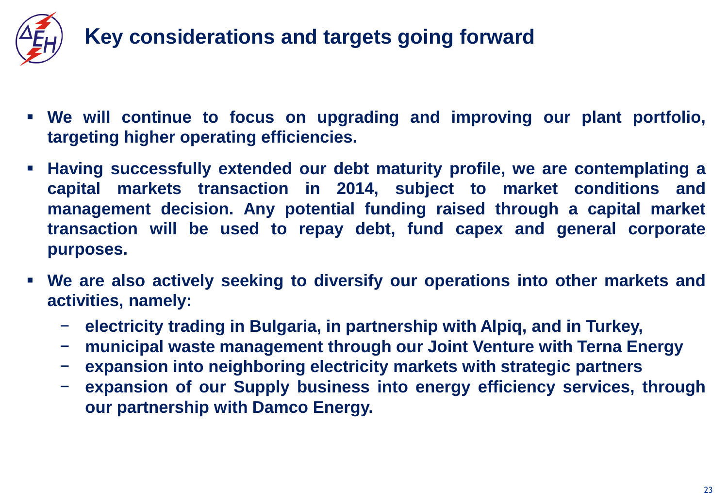# Key considerations and targets going forward

- **We will continue to focus on upgrading and improving our plant portfolio, targeting higher operating efficiencies.**
- **Having successfully extended our debt maturity profile, we are contemplating a capital markets transaction in 2014, subject to market conditions and management decision. Any potential funding raised through a capital market transaction will be used to repay debt, fund capex and general corporate purposes.**
- **We are also actively seeking to diversify our operations into other markets and activities, namely:**
  - **electricity trading in Bulgaria, in partnership with Alpiq, and in Turkey,**
  - **municipal waste management through our Joint Venture with Terna Energy**
  - **expansion into neighboring electricity markets with strategic partners**
  - **expansion of our Supply business into energy efficiency services, through our partnership with Damco Energy.**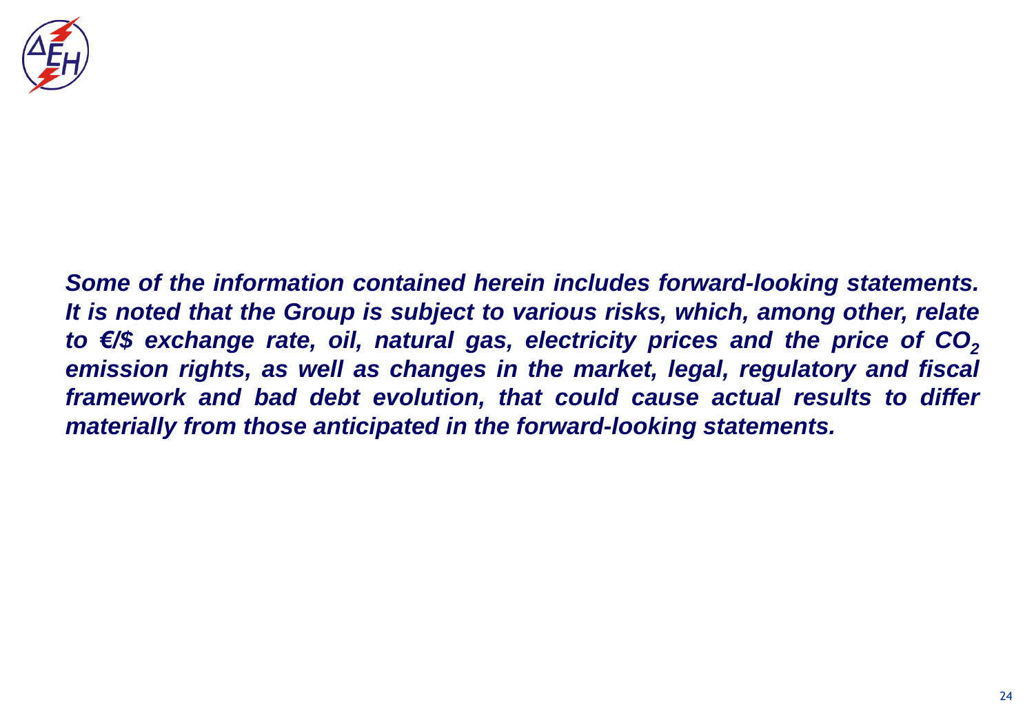***Some of the information contained herein includes forward-looking statements. It is noted that the Group is subject to various risks, which, among other, relate to €/$ exchange rate, oil, natural gas, electricity prices and the price of $CO_2$ emission rights, as well as changes in the market, legal, regulatory and fiscal framework and bad debt evolution, that could cause actual results to differ materially from those anticipated in the forward-looking statements.***